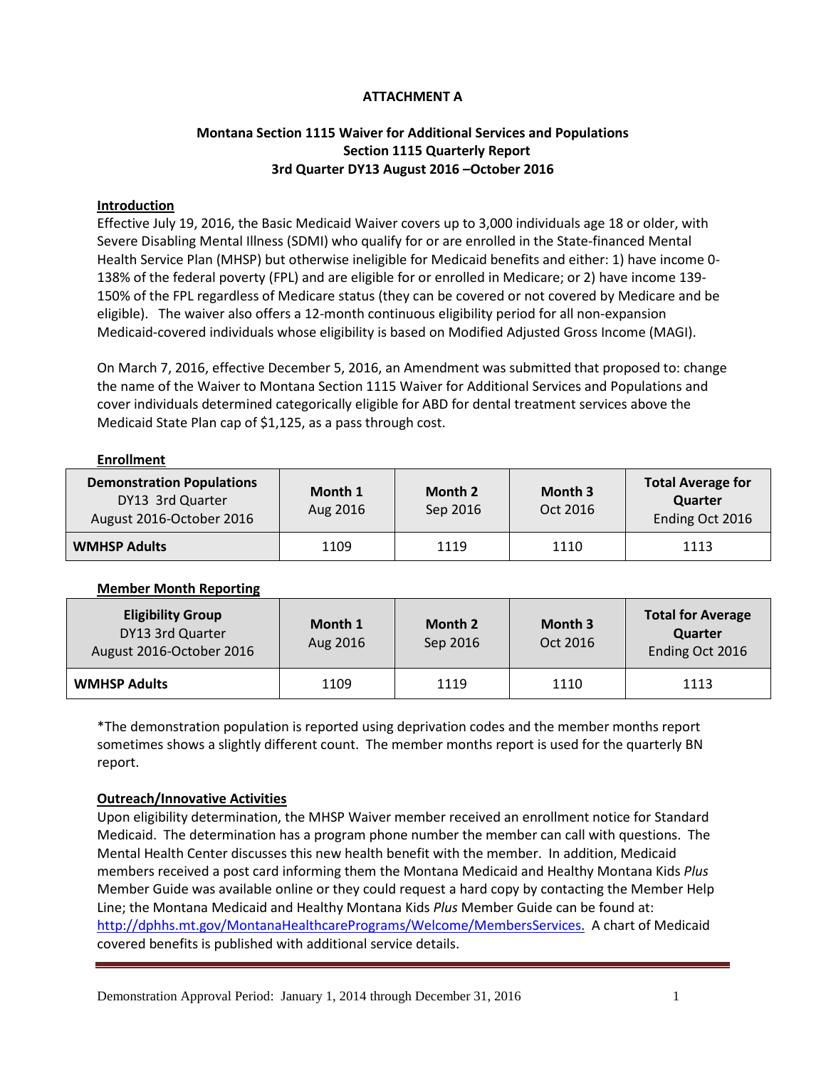**ATTACHMENT A**

**Montana Section 1115 Waiver for Additional Services and Populations**
**Section 1115 Quarterly Report**
**3rd Quarter DY13 August 2016 –October 2016**

## Introduction

Effective July 19, 2016, the Basic Medicaid Waiver covers up to 3,000 individuals age 18 or older, with Severe Disabling Mental Illness (SDMI) who qualify for or are enrolled in the State-financed Mental Health Service Plan (MHSP) but otherwise ineligible for Medicaid benefits and either: 1) have income 0-138% of the federal poverty (FPL) and are eligible for or enrolled in Medicare; or 2) have income 139-150% of the FPL regardless of Medicare status (they can be covered or not covered by Medicare and be eligible). The waiver also offers a 12-month continuous eligibility period for all non-expansion Medicaid-covered individuals whose eligibility is based on Modified Adjusted Gross Income (MAGI).

On March 7, 2016, effective December 5, 2016, an Amendment was submitted that proposed to: change the name of the Waiver to Montana Section 1115 Waiver for Additional Services and Populations and cover individuals determined categorically eligible for ABD for dental treatment services above the Medicaid State Plan cap of $1,125, as a pass through cost.

## Enrollment

| **Demonstration Populations** DY13 3rd Quarter August 2016-October 2016 | **Month 1** Aug 2016 | **Month 2** Sep 2016 | **Month 3** Oct 2016 | **Total Average for Quarter** Ending Oct 2016 |
|---|---|---|---|---|
| **WMHSP Adults** | 1109 | 1119 | 1110 | 1113 |

## Member Month Reporting

| **Eligibility Group** DY13 3rd Quarter August 2016-October 2016 | **Month 1** Aug 2016 | **Month 2** Sep 2016 | **Month 3** Oct 2016 | **Total for Average Quarter** Ending Oct 2016 |
|---|---|---|---|---|
| **WMHSP Adults** | 1109 | 1119 | 1110 | 1113 |

*The demonstration population is reported using deprivation codes and the member months report sometimes shows a slightly different count. The member months report is used for the quarterly BN report.

## Outreach/Innovative Activities

Upon eligibility determination, the MHSP Waiver member received an enrollment notice for Standard Medicaid. The determination has a program phone number the member can call with questions. The Mental Health Center discusses this new health benefit with the member. In addition, Medicaid members received a post card informing them the Montana Medicaid and Healthy Montana Kids *Plus* Member Guide was available online or they could request a hard copy by contacting the Member Help Line; the Montana Medicaid and Healthy Montana Kids *Plus* Member Guide can be found at: http://dphhs.mt.gov/MontanaHealthcarePrograms/Welcome/MembersServices. A chart of Medicaid covered benefits is published with additional service details.

Demonstration Approval Period: January 1, 2014 through December 31, 2016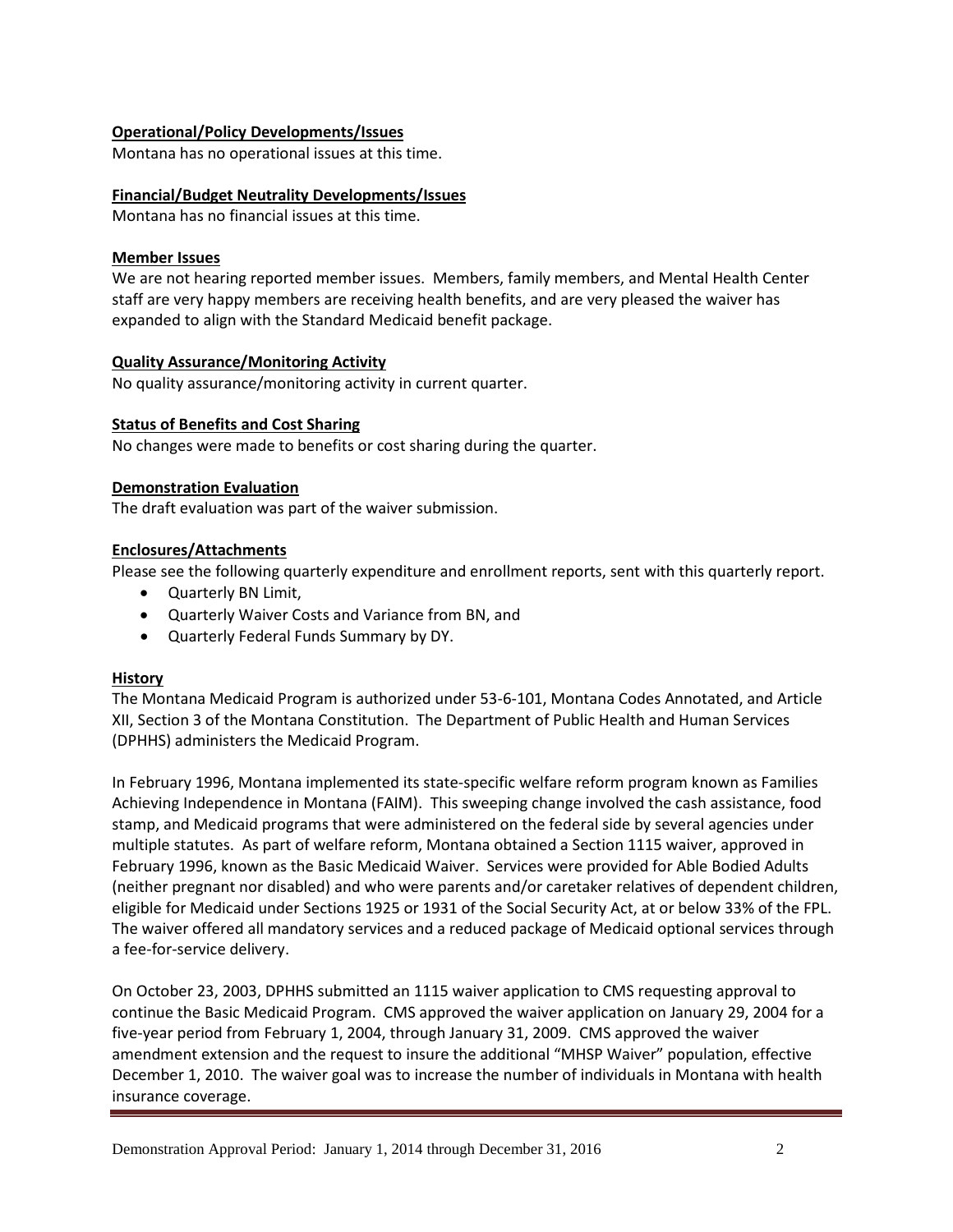**Operational/Policy Developments/Issues**

Montana has no operational issues at this time.

**Financial/Budget Neutrality Developments/Issues**

Montana has no financial issues at this time.

**Member Issues**

We are not hearing reported member issues. Members, family members, and Mental Health Center staff are very happy members are receiving health benefits, and are very pleased the waiver has expanded to align with the Standard Medicaid benefit package.

**Quality Assurance/Monitoring Activity**

No quality assurance/monitoring activity in current quarter.

**Status of Benefits and Cost Sharing**

No changes were made to benefits or cost sharing during the quarter.

**Demonstration Evaluation**

The draft evaluation was part of the waiver submission.

**Enclosures/Attachments**

Please see the following quarterly expenditure and enrollment reports, sent with this quarterly report.

- Quarterly BN Limit,
- Quarterly Waiver Costs and Variance from BN, and
- Quarterly Federal Funds Summary by DY.

**History**

The Montana Medicaid Program is authorized under 53-6-101, Montana Codes Annotated, and Article XII, Section 3 of the Montana Constitution. The Department of Public Health and Human Services (DPHHS) administers the Medicaid Program.

In February 1996, Montana implemented its state-specific welfare reform program known as Families Achieving Independence in Montana (FAIM). This sweeping change involved the cash assistance, food stamp, and Medicaid programs that were administered on the federal side by several agencies under multiple statutes. As part of welfare reform, Montana obtained a Section 1115 waiver, approved in February 1996, known as the Basic Medicaid Waiver. Services were provided for Able Bodied Adults (neither pregnant nor disabled) and who were parents and/or caretaker relatives of dependent children, eligible for Medicaid under Sections 1925 or 1931 of the Social Security Act, at or below 33% of the FPL. The waiver offered all mandatory services and a reduced package of Medicaid optional services through a fee-for-service delivery.

On October 23, 2003, DPHHS submitted an 1115 waiver application to CMS requesting approval to continue the Basic Medicaid Program. CMS approved the waiver application on January 29, 2004 for a five-year period from February 1, 2004, through January 31, 2009. CMS approved the waiver amendment extension and the request to insure the additional "MHSP Waiver" population, effective December 1, 2010. The waiver goal was to increase the number of individuals in Montana with health insurance coverage.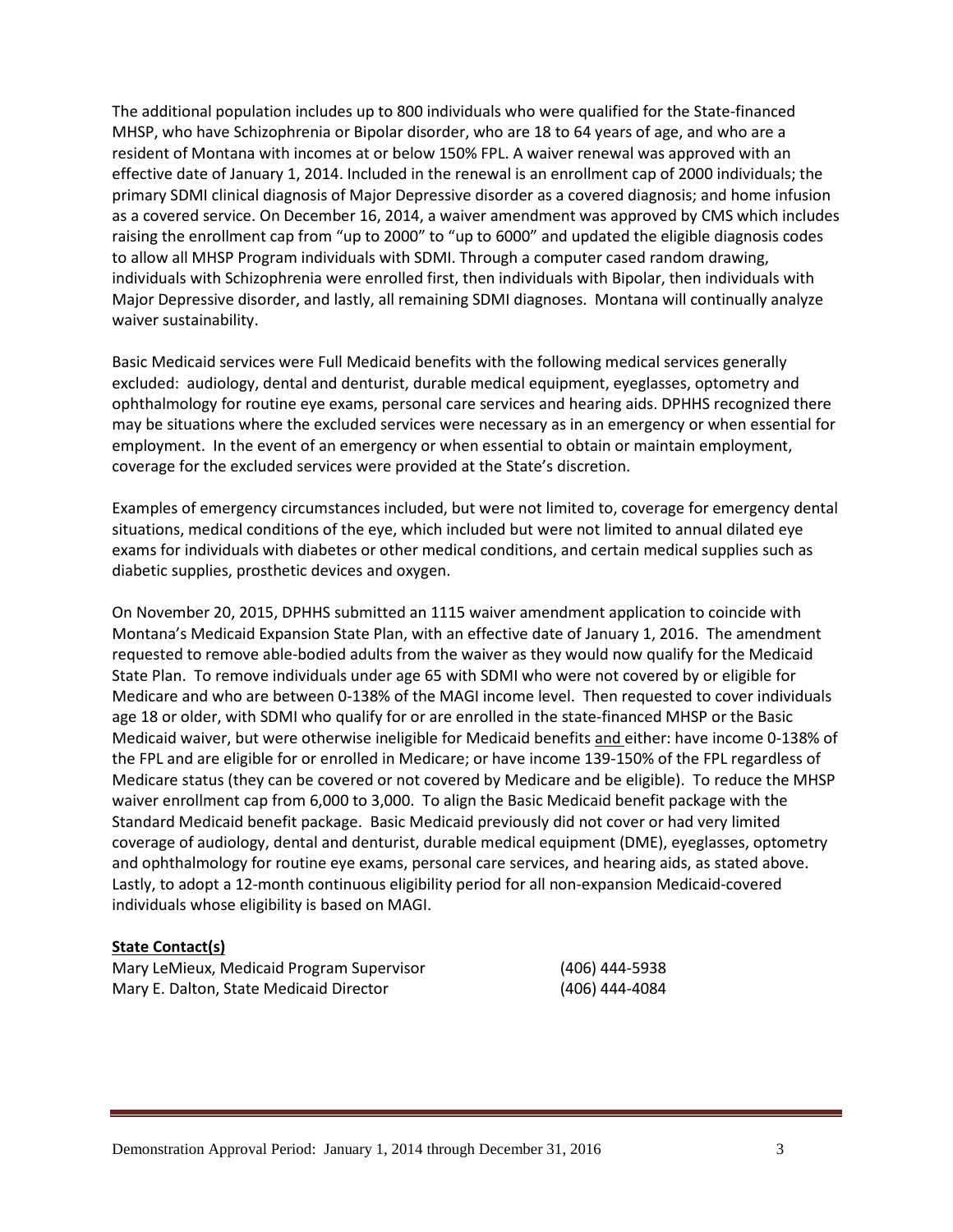The additional population includes up to 800 individuals who were qualified for the State-financed MHSP, who have Schizophrenia or Bipolar disorder, who are 18 to 64 years of age, and who are a resident of Montana with incomes at or below 150% FPL. A waiver renewal was approved with an effective date of January 1, 2014. Included in the renewal is an enrollment cap of 2000 individuals; the primary SDMI clinical diagnosis of Major Depressive disorder as a covered diagnosis; and home infusion as a covered service. On December 16, 2014, a waiver amendment was approved by CMS which includes raising the enrollment cap from "up to 2000" to "up to 6000" and updated the eligible diagnosis codes to allow all MHSP Program individuals with SDMI. Through a computer cased random drawing, individuals with Schizophrenia were enrolled first, then individuals with Bipolar, then individuals with Major Depressive disorder, and lastly, all remaining SDMI diagnoses. Montana will continually analyze waiver sustainability.

Basic Medicaid services were Full Medicaid benefits with the following medical services generally excluded: audiology, dental and denturist, durable medical equipment, eyeglasses, optometry and ophthalmology for routine eye exams, personal care services and hearing aids. DPHHS recognized there may be situations where the excluded services were necessary as in an emergency or when essential for employment. In the event of an emergency or when essential to obtain or maintain employment, coverage for the excluded services were provided at the State's discretion.

Examples of emergency circumstances included, but were not limited to, coverage for emergency dental situations, medical conditions of the eye, which included but were not limited to annual dilated eye exams for individuals with diabetes or other medical conditions, and certain medical supplies such as diabetic supplies, prosthetic devices and oxygen.

On November 20, 2015, DPHHS submitted an 1115 waiver amendment application to coincide with Montana's Medicaid Expansion State Plan, with an effective date of January 1, 2016. The amendment requested to remove able-bodied adults from the waiver as they would now qualify for the Medicaid State Plan. To remove individuals under age 65 with SDMI who were not covered by or eligible for Medicare and who are between 0-138% of the MAGI income level. Then requested to cover individuals age 18 or older, with SDMI who qualify for or are enrolled in the state-financed MHSP or the Basic Medicaid waiver, but were otherwise ineligible for Medicaid benefits <u>and</u> either: have income 0-138% of the FPL and are eligible for or enrolled in Medicare; or have income 139-150% of the FPL regardless of Medicare status (they can be covered or not covered by Medicare and be eligible). To reduce the MHSP waiver enrollment cap from 6,000 to 3,000. To align the Basic Medicaid benefit package with the Standard Medicaid benefit package. Basic Medicaid previously did not cover or had very limited coverage of audiology, dental and denturist, durable medical equipment (DME), eyeglasses, optometry and ophthalmology for routine eye exams, personal care services, and hearing aids, as stated above. Lastly, to adopt a 12-month continuous eligibility period for all non-expansion Medicaid-covered individuals whose eligibility is based on MAGI.

**<u>State Contact(s)</u>**

Mary LeMieux, Medicaid Program Supervisor (406) 444-5938
Mary E. Dalton, State Medicaid Director (406) 444-4084

Demonstration Approval Period: January 1, 2014 through December 31, 2016